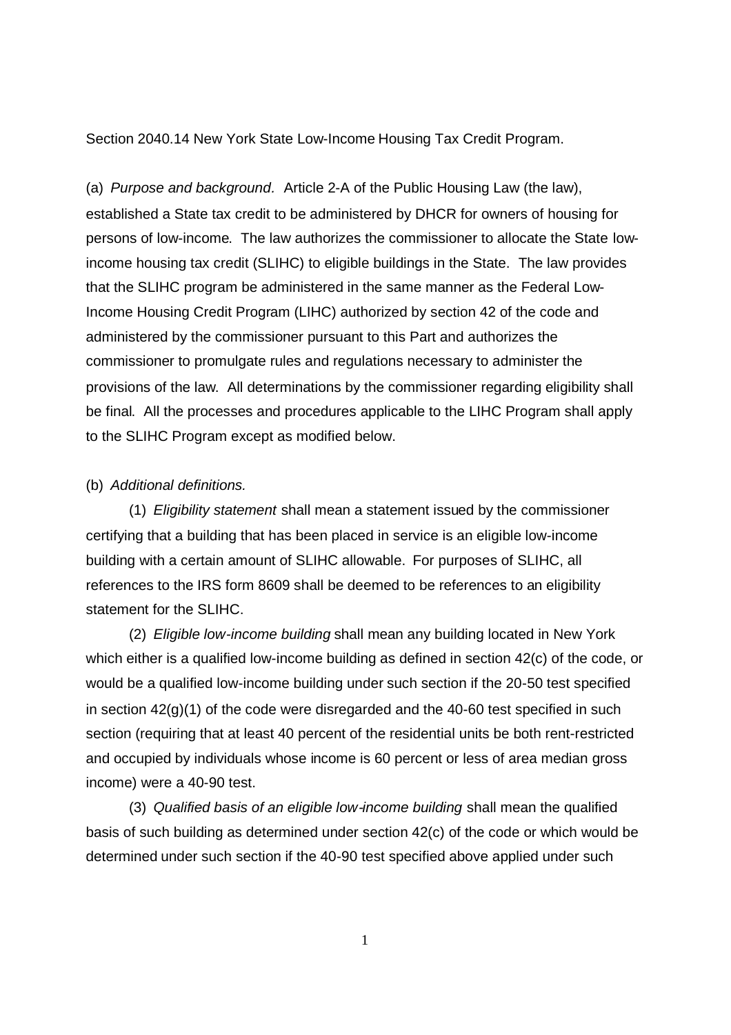Section 2040.14 New York State Low-Income Housing Tax Credit Program.

(a) *Purpose and background.* Article 2-A of the Public Housing Law (the law), established a State tax credit to be administered by DHCR for owners of housing for persons of low-income. The law authorizes the commissioner to allocate the State low-income housing tax credit (SLIHC) to eligible buildings in the State. The law provides that the SLIHC program be administered in the same manner as the Federal Low-Income Housing Credit Program (LIHC) authorized by section 42 of the code and administered by the commissioner pursuant to this Part and authorizes the commissioner to promulgate rules and regulations necessary to administer the provisions of the law. All determinations by the commissioner regarding eligibility shall be final. All the processes and procedures applicable to the LIHC Program shall apply to the SLIHC Program except as modified below.

(b) *Additional definitions.*

(1) *Eligibility statement* shall mean a statement issued by the commissioner certifying that a building that has been placed in service is an eligible low-income building with a certain amount of SLIHC allowable. For purposes of SLIHC, all references to the IRS form 8609 shall be deemed to be references to an eligibility statement for the SLIHC.

(2) *Eligible low-income building* shall mean any building located in New York which either is a qualified low-income building as defined in section 42(c) of the code, or would be a qualified low-income building under such section if the 20-50 test specified in section 42(g)(1) of the code were disregarded and the 40-60 test specified in such section (requiring that at least 40 percent of the residential units be both rent-restricted and occupied by individuals whose income is 60 percent or less of area median gross income) were a 40-90 test.

(3) *Qualified basis of an eligible low-income building* shall mean the qualified basis of such building as determined under section 42(c) of the code or which would be determined under such section if the 40-90 test specified above applied under such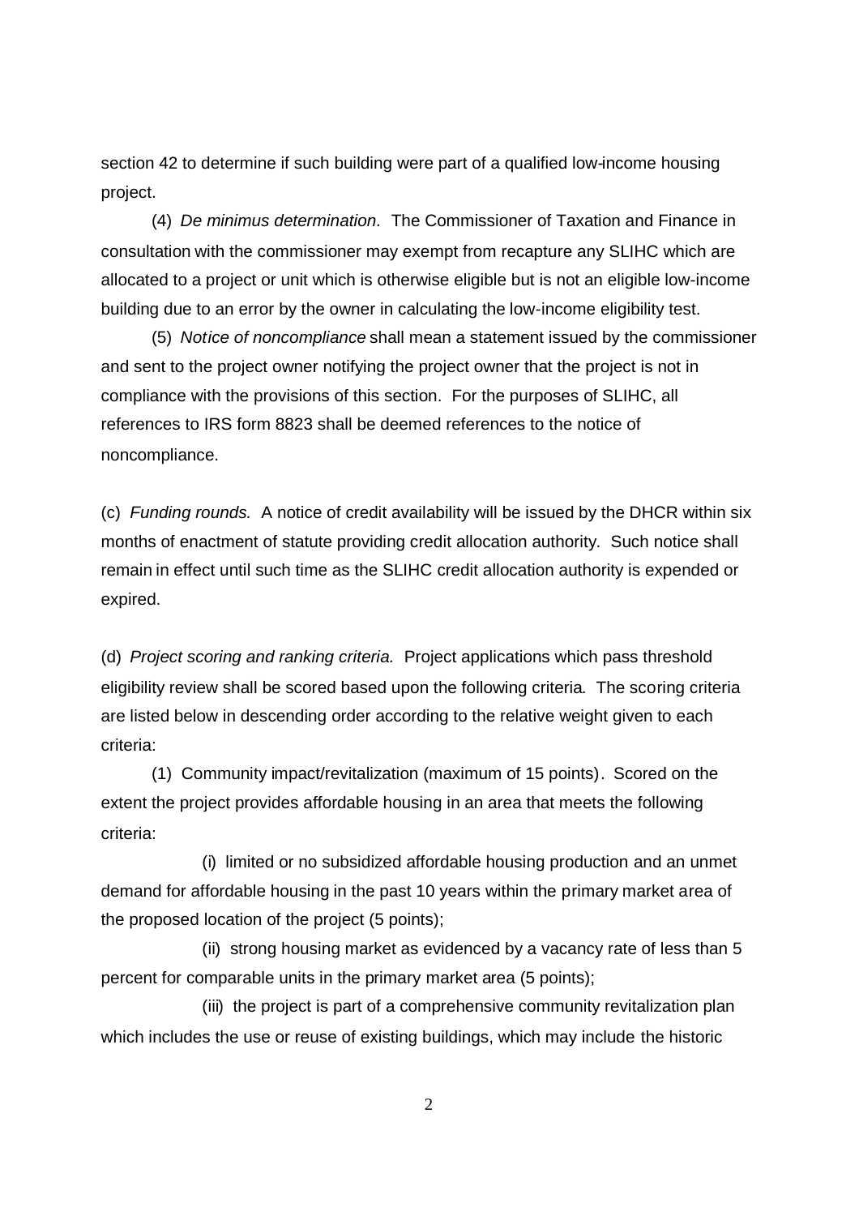section 42 to determine if such building were part of a qualified low-income housing project.

(4) *De minimus determination.* The Commissioner of Taxation and Finance in consultation with the commissioner may exempt from recapture any SLIHC which are allocated to a project or unit which is otherwise eligible but is not an eligible low-income building due to an error by the owner in calculating the low-income eligibility test.

(5) *Notice of noncompliance* shall mean a statement issued by the commissioner and sent to the project owner notifying the project owner that the project is not in compliance with the provisions of this section. For the purposes of SLIHC, all references to IRS form 8823 shall be deemed references to the notice of noncompliance.

(c) *Funding rounds.* A notice of credit availability will be issued by the DHCR within six months of enactment of statute providing credit allocation authority. Such notice shall remain in effect until such time as the SLIHC credit allocation authority is expended or expired.

(d) *Project scoring and ranking criteria.* Project applications which pass threshold eligibility review shall be scored based upon the following criteria. The scoring criteria are listed below in descending order according to the relative weight given to each criteria:

(1) Community impact/revitalization (maximum of 15 points). Scored on the extent the project provides affordable housing in an area that meets the following criteria:

(i) limited or no subsidized affordable housing production and an unmet demand for affordable housing in the past 10 years within the primary market area of the proposed location of the project (5 points);

(ii) strong housing market as evidenced by a vacancy rate of less than 5 percent for comparable units in the primary market area (5 points);

(iii) the project is part of a comprehensive community revitalization plan which includes the use or reuse of existing buildings, which may include the historic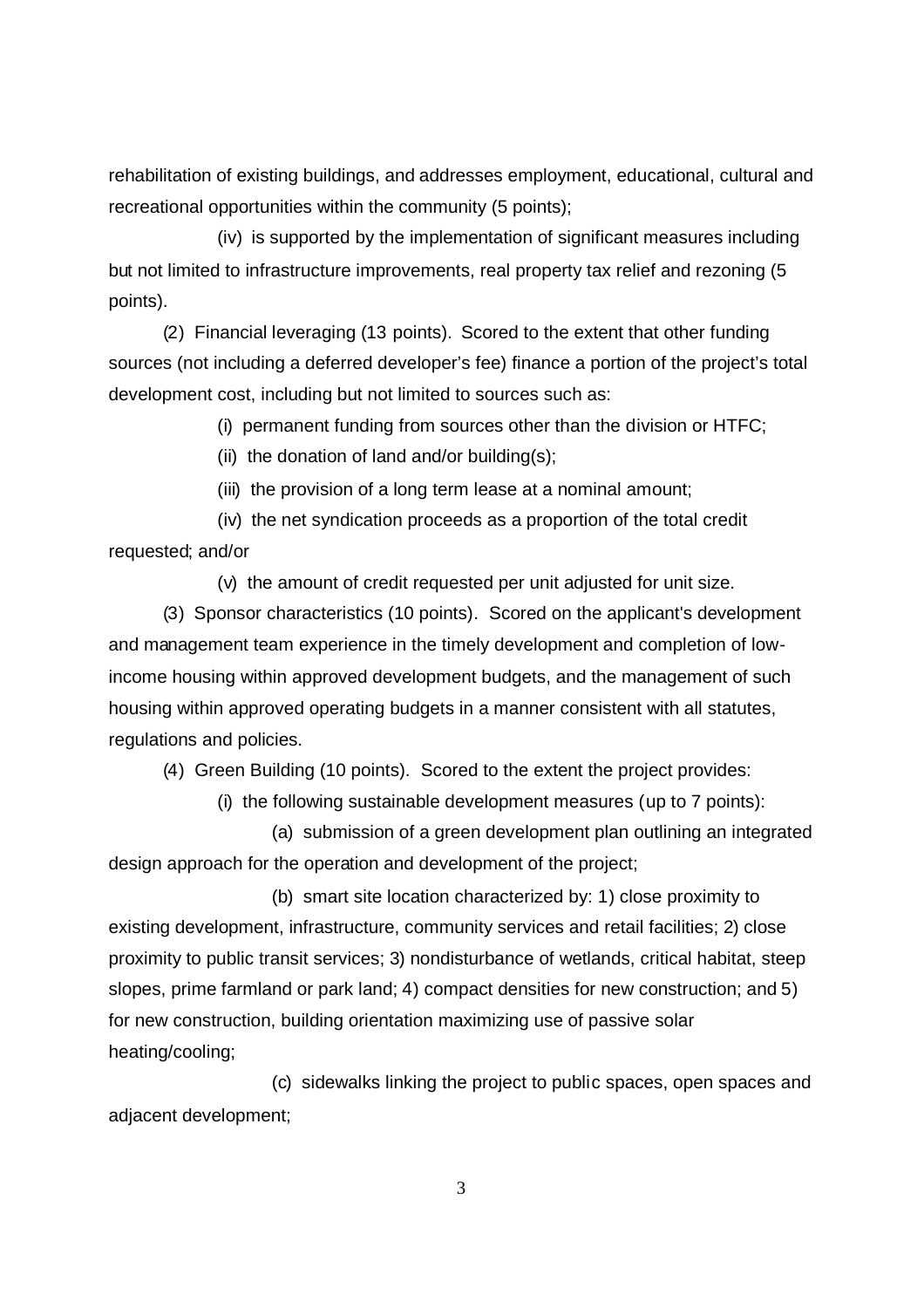rehabilitation of existing buildings, and addresses employment, educational, cultural and recreational opportunities within the community (5 points);

(iv) is supported by the implementation of significant measures including but not limited to infrastructure improvements, real property tax relief and rezoning (5 points).

(2) Financial leveraging (13 points). Scored to the extent that other funding sources (not including a deferred developer's fee) finance a portion of the project's total development cost, including but not limited to sources such as:

(i) permanent funding from sources other than the division or HTFC;

(ii) the donation of land and/or building(s);

(iii) the provision of a long term lease at a nominal amount;

(iv) the net syndication proceeds as a proportion of the total credit requested; and/or

(v) the amount of credit requested per unit adjusted for unit size.

(3) Sponsor characteristics (10 points). Scored on the applicant's development and management team experience in the timely development and completion of low-income housing within approved development budgets, and the management of such housing within approved operating budgets in a manner consistent with all statutes, regulations and policies.

(4) Green Building (10 points). Scored to the extent the project provides:

(i) the following sustainable development measures (up to 7 points):

(a) submission of a green development plan outlining an integrated design approach for the operation and development of the project;

(b) smart site location characterized by: 1) close proximity to existing development, infrastructure, community services and retail facilities; 2) close proximity to public transit services; 3) nondisturbance of wetlands, critical habitat, steep slopes, prime farmland or park land; 4) compact densities for new construction; and 5) for new construction, building orientation maximizing use of passive solar heating/cooling;

(c) sidewalks linking the project to public spaces, open spaces and adjacent development;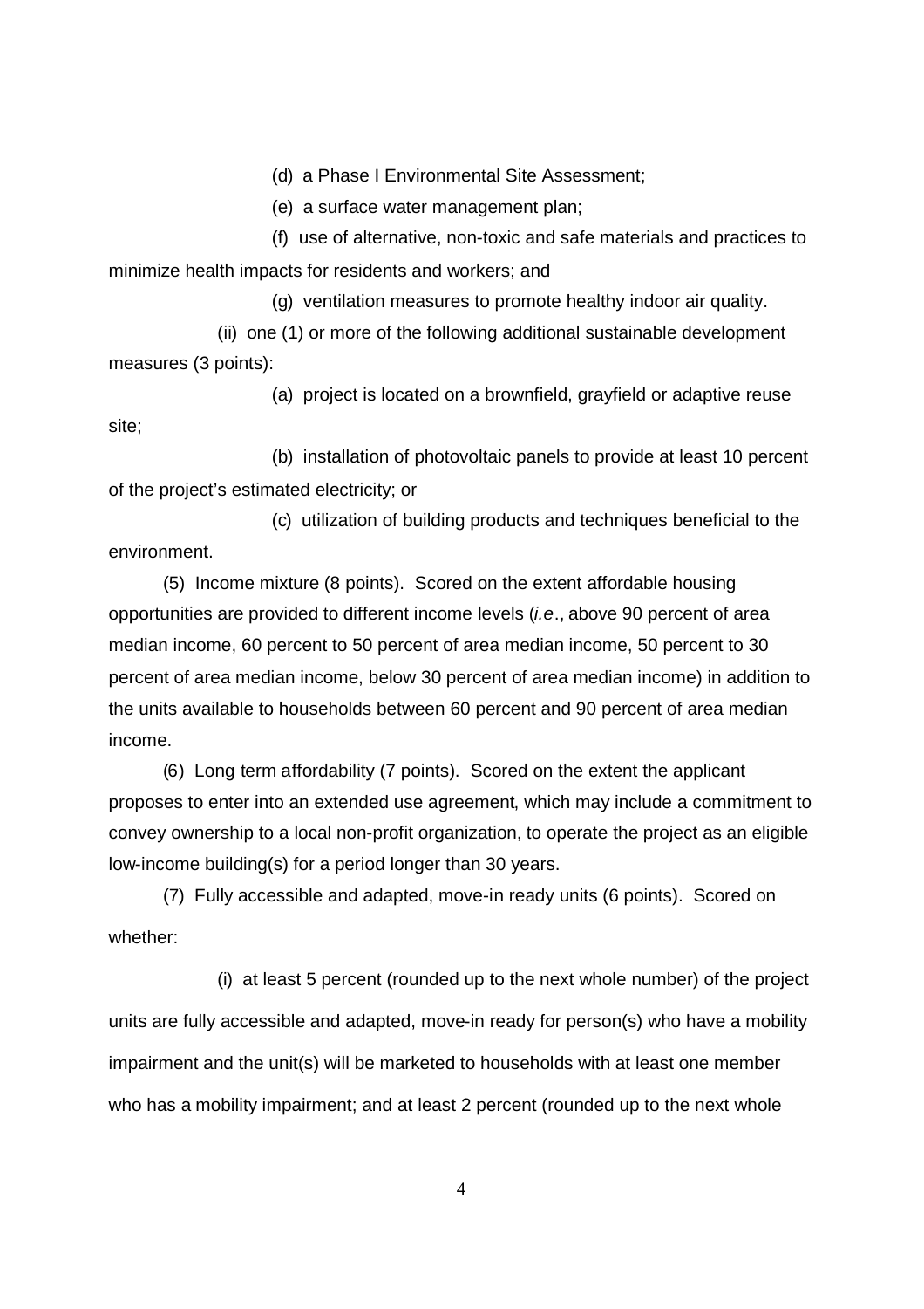(d) a Phase I Environmental Site Assessment;

(e) a surface water management plan;

(f) use of alternative, non-toxic and safe materials and practices to minimize health impacts for residents and workers; and

(g) ventilation measures to promote healthy indoor air quality.

(ii) one (1) or more of the following additional sustainable development measures (3 points):

(a) project is located on a brownfield, grayfield or adaptive reuse site;

(b) installation of photovoltaic panels to provide at least 10 percent of the project's estimated electricity; or

(c) utilization of building products and techniques beneficial to the environment.

(5) Income mixture (8 points). Scored on the extent affordable housing opportunities are provided to different income levels (*i.e*., above 90 percent of area median income, 60 percent to 50 percent of area median income, 50 percent to 30 percent of area median income, below 30 percent of area median income) in addition to the units available to households between 60 percent and 90 percent of area median income.

(6) Long term affordability (7 points). Scored on the extent the applicant proposes to enter into an extended use agreement, which may include a commitment to convey ownership to a local non-profit organization, to operate the project as an eligible low-income building(s) for a period longer than 30 years.

(7) Fully accessible and adapted, move-in ready units (6 points). Scored on whether:

(i) at least 5 percent (rounded up to the next whole number) of the project units are fully accessible and adapted, move-in ready for person(s) who have a mobility impairment and the unit(s) will be marketed to households with at least one member who has a mobility impairment; and at least 2 percent (rounded up to the next whole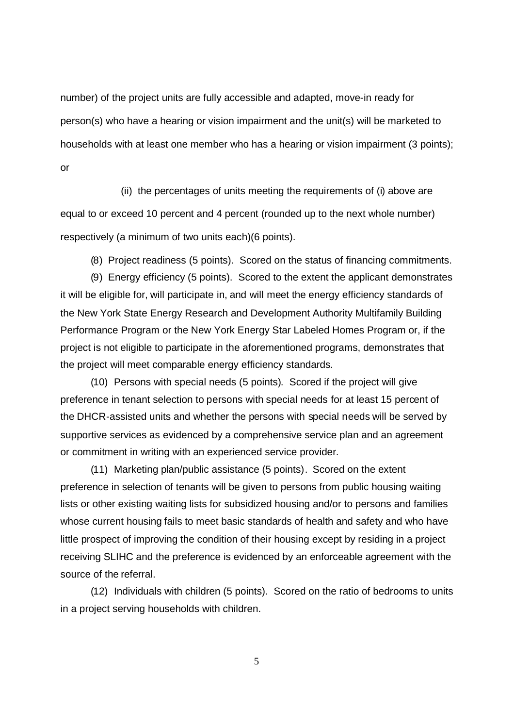number) of the project units are fully accessible and adapted, move-in ready for person(s) who have a hearing or vision impairment and the unit(s) will be marketed to households with at least one member who has a hearing or vision impairment (3 points); or

(ii) the percentages of units meeting the requirements of (i) above are equal to or exceed 10 percent and 4 percent (rounded up to the next whole number) respectively (a minimum of two units each)(6 points).

(8) Project readiness (5 points). Scored on the status of financing commitments.

(9) Energy efficiency (5 points). Scored to the extent the applicant demonstrates it will be eligible for, will participate in, and will meet the energy efficiency standards of the New York State Energy Research and Development Authority Multifamily Building Performance Program or the New York Energy Star Labeled Homes Program or, if the project is not eligible to participate in the aforementioned programs, demonstrates that the project will meet comparable energy efficiency standards.

(10) Persons with special needs (5 points). Scored if the project will give preference in tenant selection to persons with special needs for at least 15 percent of the DHCR-assisted units and whether the persons with special needs will be served by supportive services as evidenced by a comprehensive service plan and an agreement or commitment in writing with an experienced service provider.

(11) Marketing plan/public assistance (5 points). Scored on the extent preference in selection of tenants will be given to persons from public housing waiting lists or other existing waiting lists for subsidized housing and/or to persons and families whose current housing fails to meet basic standards of health and safety and who have little prospect of improving the condition of their housing except by residing in a project receiving SLIHC and the preference is evidenced by an enforceable agreement with the source of the referral.

(12) Individuals with children (5 points). Scored on the ratio of bedrooms to units in a project serving households with children.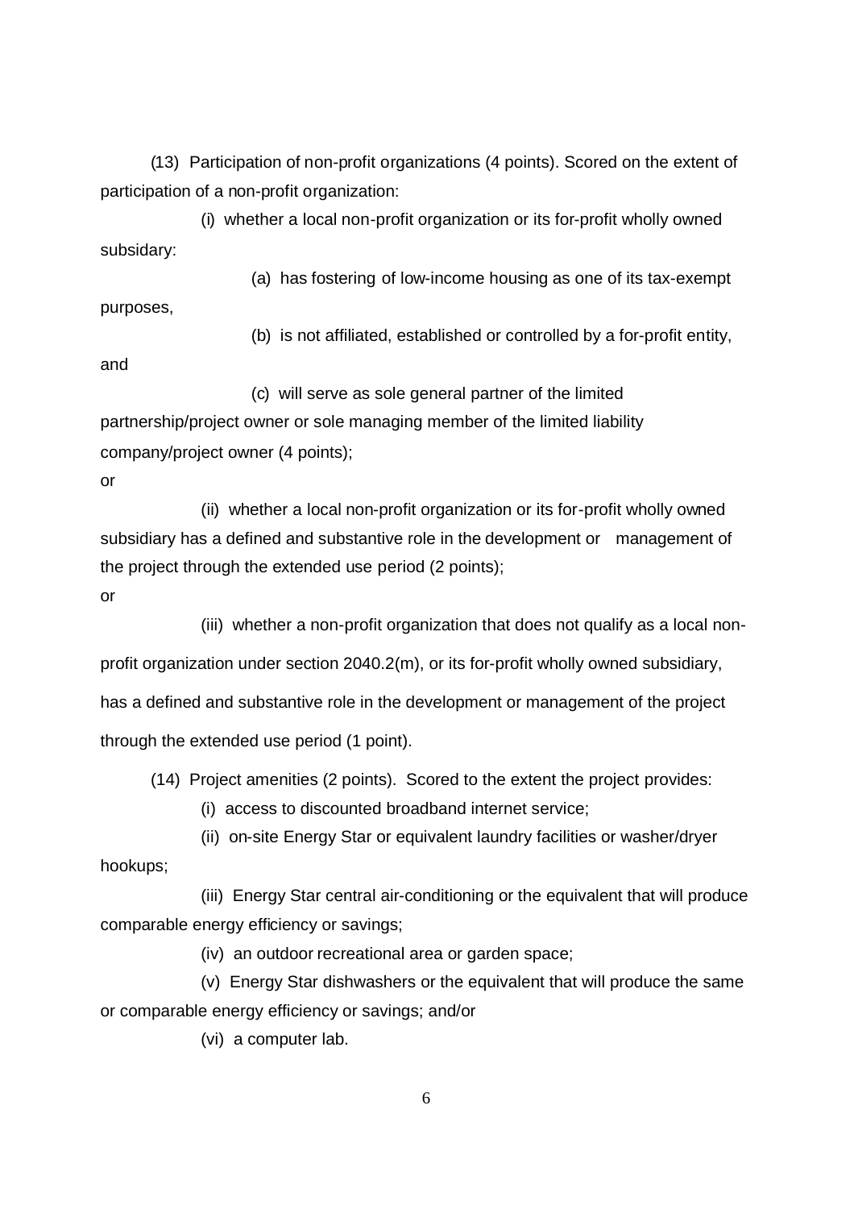(13) Participation of non-profit organizations (4 points). Scored on the extent of participation of a non-profit organization:

(i) whether a local non-profit organization or its for-profit wholly owned subsidary:

(a) has fostering of low-income housing as one of its tax-exempt purposes,

(b) is not affiliated, established or controlled by a for-profit entity, and

(c) will serve as sole general partner of the limited partnership/project owner or sole managing member of the limited liability company/project owner (4 points);

or

(ii) whether a local non-profit organization or its for-profit wholly owned subsidiary has a defined and substantive role in the development or management of the project through the extended use period (2 points);

or

(iii) whether a non-profit organization that does not qualify as a local non-profit organization under section 2040.2(m), or its for-profit wholly owned subsidiary, has a defined and substantive role in the development or management of the project through the extended use period (1 point).

(14) Project amenities (2 points). Scored to the extent the project provides:

(i) access to discounted broadband internet service;

(ii) on-site Energy Star or equivalent laundry facilities or washer/dryer hookups;

(iii) Energy Star central air-conditioning or the equivalent that will produce comparable energy efficiency or savings;

(iv) an outdoor recreational area or garden space;

(v) Energy Star dishwashers or the equivalent that will produce the same or comparable energy efficiency or savings; and/or

(vi) a computer lab.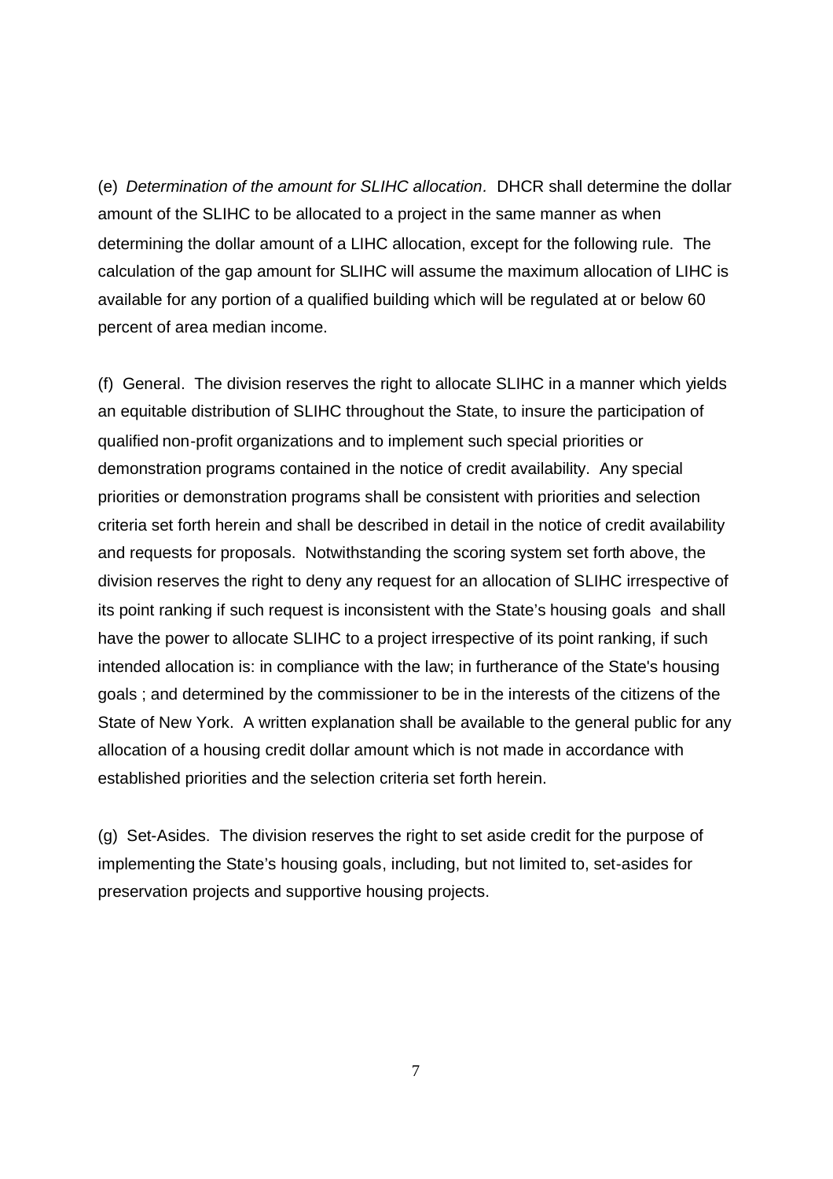(e) *Determination of the amount for SLIHC allocation.* DHCR shall determine the dollar amount of the SLIHC to be allocated to a project in the same manner as when determining the dollar amount of a LIHC allocation, except for the following rule. The calculation of the gap amount for SLIHC will assume the maximum allocation of LIHC is available for any portion of a qualified building which will be regulated at or below 60 percent of area median income.

(f) General. The division reserves the right to allocate SLIHC in a manner which yields an equitable distribution of SLIHC throughout the State, to insure the participation of qualified non-profit organizations and to implement such special priorities or demonstration programs contained in the notice of credit availability. Any special priorities or demonstration programs shall be consistent with priorities and selection criteria set forth herein and shall be described in detail in the notice of credit availability and requests for proposals. Notwithstanding the scoring system set forth above, the division reserves the right to deny any request for an allocation of SLIHC irrespective of its point ranking if such request is inconsistent with the State's housing goals and shall have the power to allocate SLIHC to a project irrespective of its point ranking, if such intended allocation is: in compliance with the law; in furtherance of the State's housing goals ; and determined by the commissioner to be in the interests of the citizens of the State of New York. A written explanation shall be available to the general public for any allocation of a housing credit dollar amount which is not made in accordance with established priorities and the selection criteria set forth herein.

(g) Set-Asides. The division reserves the right to set aside credit for the purpose of implementing the State's housing goals, including, but not limited to, set-asides for preservation projects and supportive housing projects.